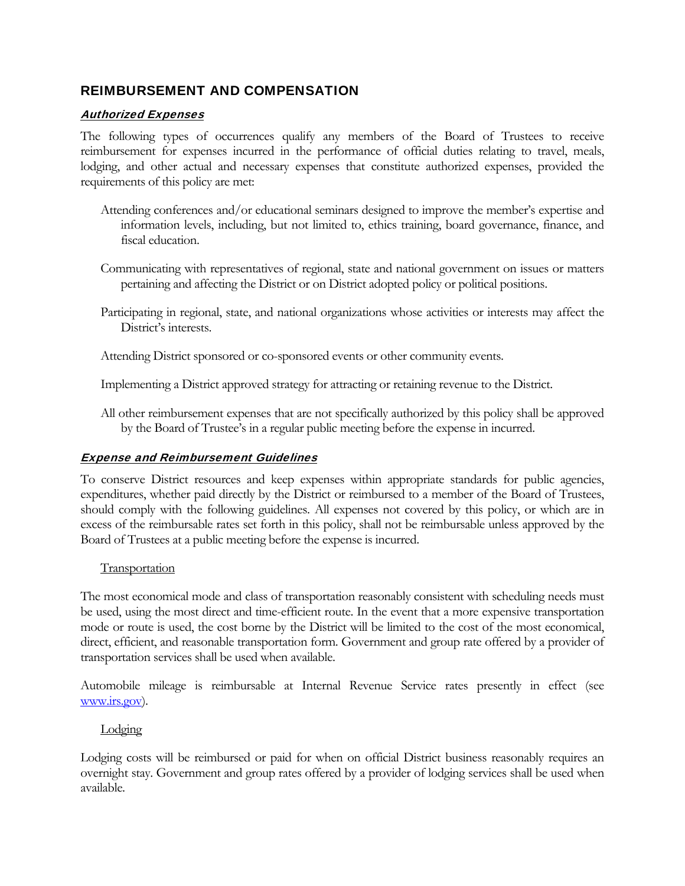## REIMBURSEMENT AND COMPENSATION

### *Authorized Expenses*

The following types of occurrences qualify any members of the Board of Trustees to receive reimbursement for expenses incurred in the performance of official duties relating to travel, meals, lodging, and other actual and necessary expenses that constitute authorized expenses, provided the requirements of this policy are met:

Attending conferences and/or educational seminars designed to improve the member's expertise and information levels, including, but not limited to, ethics training, board governance, finance, and fiscal education.

Communicating with representatives of regional, state and national government on issues or matters pertaining and affecting the District or on District adopted policy or political positions.

Participating in regional, state, and national organizations whose activities or interests may affect the District's interests.

Attending District sponsored or co-sponsored events or other community events.

Implementing a District approved strategy for attracting or retaining revenue to the District.

All other reimbursement expenses that are not specifically authorized by this policy shall be approved by the Board of Trustee's in a regular public meeting before the expense in incurred.

### *Expense and Reimbursement Guidelines*

To conserve District resources and keep expenses within appropriate standards for public agencies, expenditures, whether paid directly by the District or reimbursed to a member of the Board of Trustees, should comply with the following guidelines. All expenses not covered by this policy, or which are in excess of the reimbursable rates set forth in this policy, shall not be reimbursable unless approved by the Board of Trustees at a public meeting before the expense is incurred.

#### Transportation

The most economical mode and class of transportation reasonably consistent with scheduling needs must be used, using the most direct and time-efficient route. In the event that a more expensive transportation mode or route is used, the cost borne by the District will be limited to the cost of the most economical, direct, efficient, and reasonable transportation form. Government and group rate offered by a provider of transportation services shall be used when available.

Automobile mileage is reimbursable at Internal Revenue Service rates presently in effect (see www.irs.gov).

#### Lodging

Lodging costs will be reimbursed or paid for when on official District business reasonably requires an overnight stay. Government and group rates offered by a provider of lodging services shall be used when available.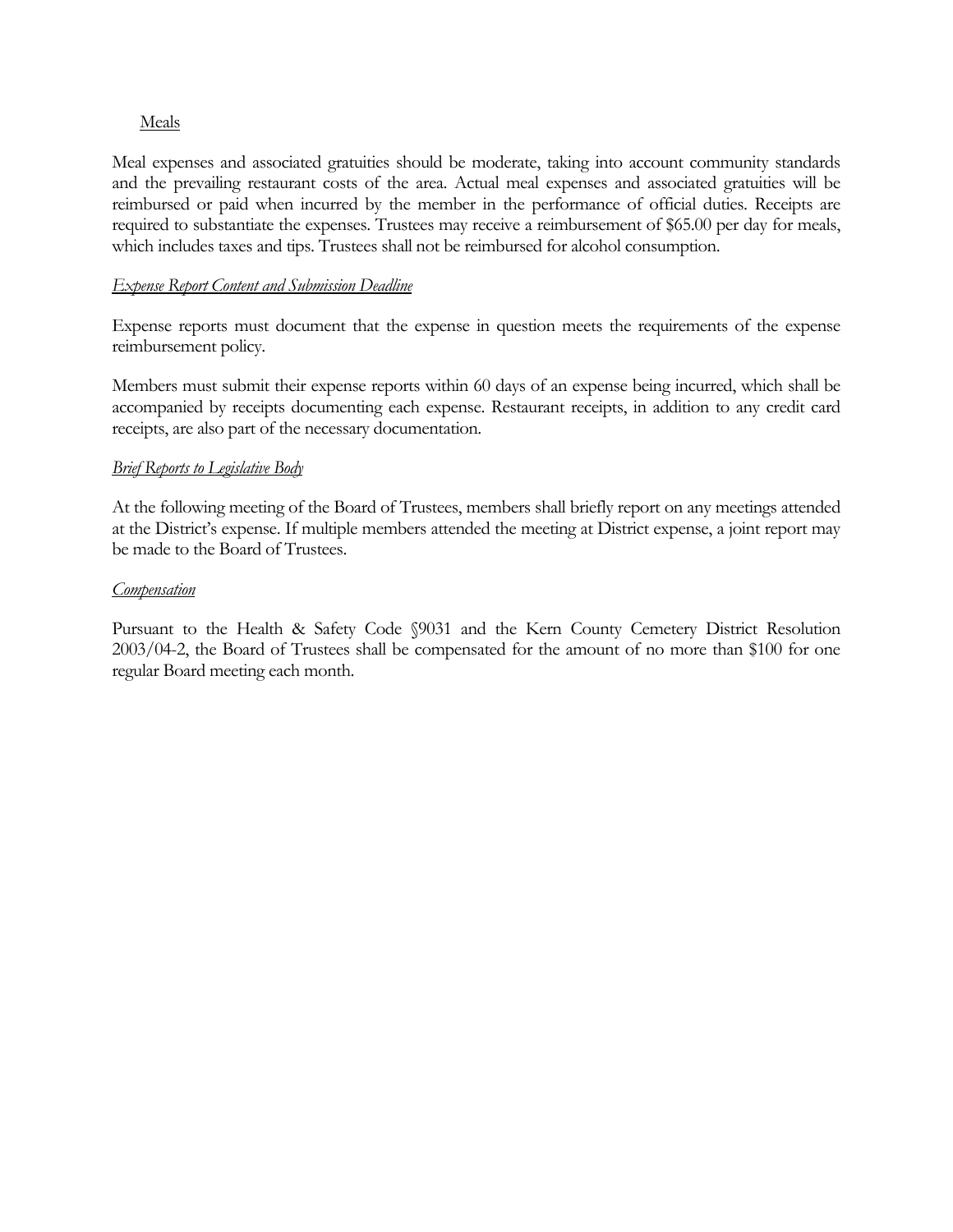<u>Meals</u>

Meal expenses and associated gratuities should be moderate, taking into account community standards and the prevailing restaurant costs of the area. Actual meal expenses and associated gratuities will be reimbursed or paid when incurred by the member in the performance of official duties. Receipts are required to substantiate the expenses. Trustees may receive a reimbursement of $65.00 per day for meals, which includes taxes and tips. Trustees shall not be reimbursed for alcohol consumption.

*<u>Expense Report Content and Submission Deadline</u>*

Expense reports must document that the expense in question meets the requirements of the expense reimbursement policy.

Members must submit their expense reports within 60 days of an expense being incurred, which shall be accompanied by receipts documenting each expense. Restaurant receipts, in addition to any credit card receipts, are also part of the necessary documentation.

*<u>Brief Reports to Legislative Body</u>*

At the following meeting of the Board of Trustees, members shall briefly report on any meetings attended at the District's expense. If multiple members attended the meeting at District expense, a joint report may be made to the Board of Trustees.

*<u>Compensation</u>*

Pursuant to the Health & Safety Code §9031 and the Kern County Cemetery District Resolution 2003/04-2, the Board of Trustees shall be compensated for the amount of no more than $100 for one regular Board meeting each month.